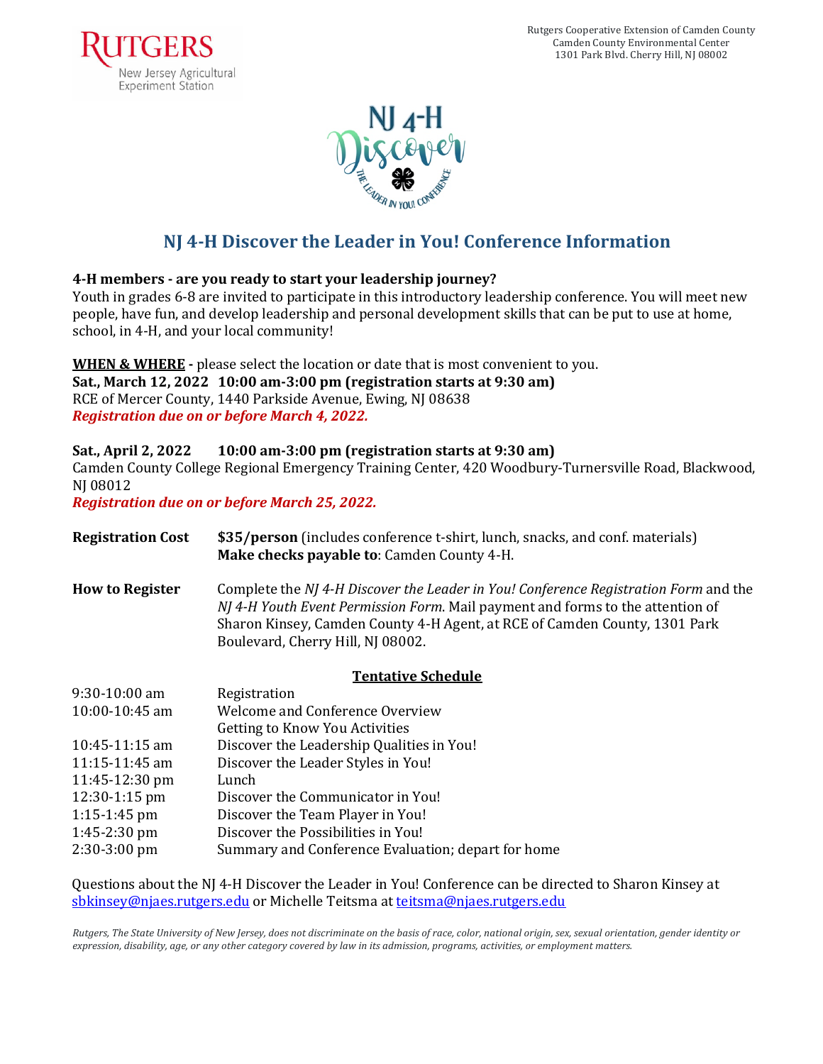Rutgers Cooperative Extension of Camden County
Camden County Environmental Center
1301 Park Blvd. Cherry Hill, NJ 08002

# NJ 4-H Discover the Leader in You! Conference Information

**4-H members - are you ready to start your leadership journey?**
Youth in grades 6-8 are invited to participate in this introductory leadership conference. You will meet new people, have fun, and develop leadership and personal development skills that can be put to use at home, school, in 4-H, and your local community!

**WHEN & WHERE** - please select the location or date that is most convenient to you.

**Sat., March 12, 2022 10:00 am-3:00 pm (registration starts at 9:30 am)**
RCE of Mercer County, 1440 Parkside Avenue, Ewing, NJ 08638
***Registration due on or before March 4, 2022.***

**Sat., April 2, 2022 10:00 am-3:00 pm (registration starts at 9:30 am)**
Camden County College Regional Emergency Training Center, 420 Woodbury-Turnersville Road, Blackwood, NJ 08012
***Registration due on or before March 25, 2022.***

**Registration Cost** **$35/person** (includes conference t-shirt, lunch, snacks, and conf. materials)
**Make checks payable to**: Camden County 4-H.

**How to Register** Complete the *NJ 4-H Discover the Leader in You! Conference Registration Form* and the *NJ 4-H Youth Event Permission Form*. Mail payment and forms to the attention of Sharon Kinsey, Camden County 4-H Agent, at RCE of Camden County, 1301 Park Boulevard, Cherry Hill, NJ 08002.

## Tentative Schedule

| | |
|---|---|
| 9:30-10:00 am | Registration |
| 10:00-10:45 am | Welcome and Conference Overview<br>Getting to Know You Activities |
| 10:45-11:15 am | Discover the Leadership Qualities in You! |
| 11:15-11:45 am | Discover the Leader Styles in You! |
| 11:45-12:30 pm | Lunch |
| 12:30-1:15 pm | Discover the Communicator in You! |
| 1:15-1:45 pm | Discover the Team Player in You! |
| 1:45-2:30 pm | Discover the Possibilities in You! |
| 2:30-3:00 pm | Summary and Conference Evaluation; depart for home |

Questions about the NJ 4-H Discover the Leader in You! Conference can be directed to Sharon Kinsey at sbkinsey@njaes.rutgers.edu or Michelle Teitsma at teitsma@njaes.rutgers.edu

*Rutgers, The State University of New Jersey, does not discriminate on the basis of race, color, national origin, sex, sexual orientation, gender identity or expression, disability, age, or any other category covered by law in its admission, programs, activities, or employment matters.*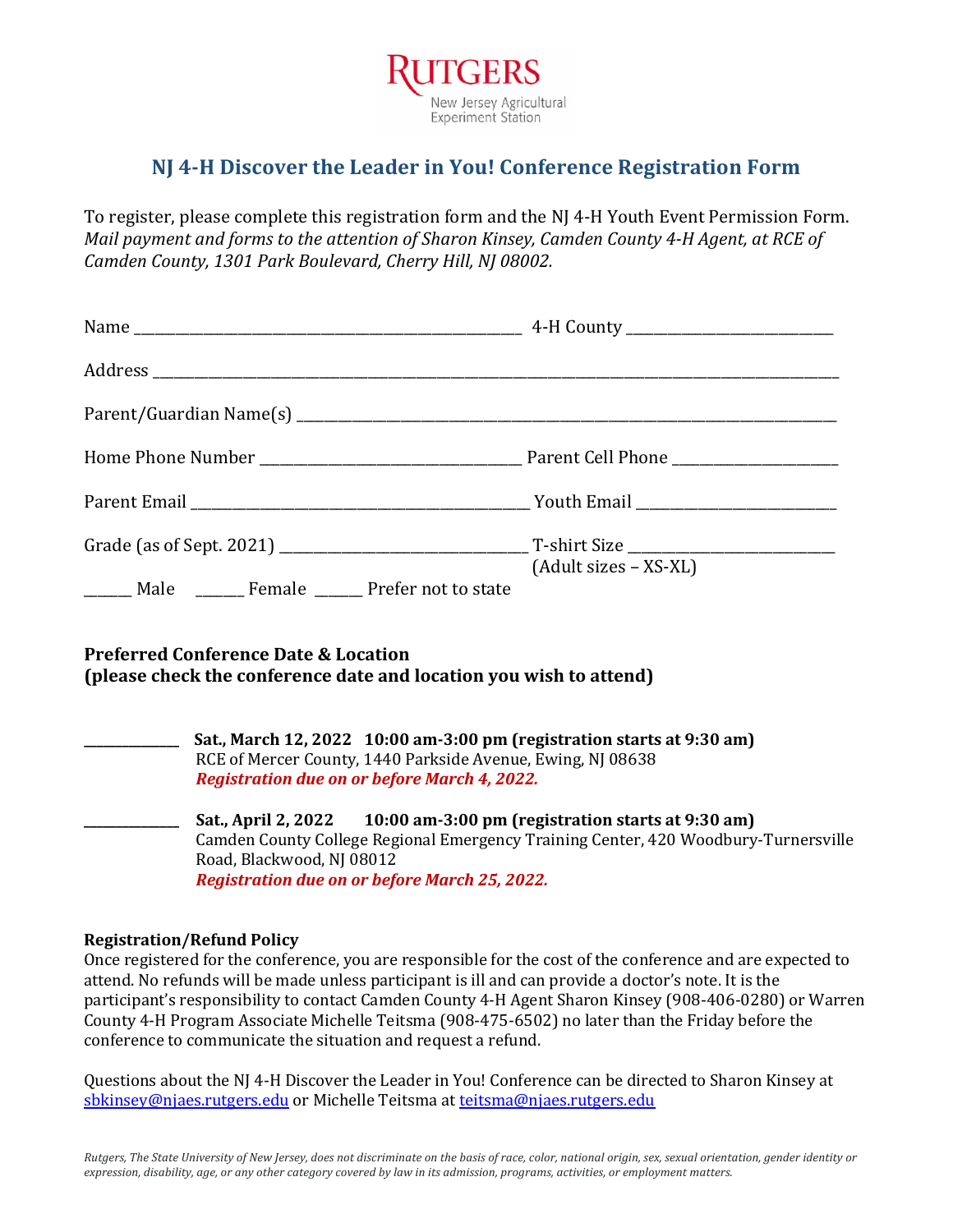RUTGERS
New Jersey Agricultural Experiment Station

# NJ 4-H Discover the Leader in You! Conference Registration Form

To register, please complete this registration form and the NJ 4-H Youth Event Permission Form. *Mail payment and forms to the attention of Sharon Kinsey, Camden County 4-H Agent, at RCE of Camden County, 1301 Park Boulevard, Cherry Hill, NJ 08002.*

Name ______________________________________________ 4-H County __________________________

Address ___________________________________________________________________________________

Parent/Guardian Name(s) ____________________________________________________________________

Home Phone Number ________________________________ Parent Cell Phone _____________________

Parent Email _______________________________________ Youth Email __________________________

Grade (as of Sept. 2021) ______________________________ T-shirt Size __________________________
(Adult sizes – XS-XL)

______ Male ______ Female ______ Prefer not to state

**Preferred Conference Date & Location**
**(please check the conference date and location you wish to attend)**

_____________ **Sat., March 12, 2022 10:00 am-3:00 pm (registration starts at 9:30 am)**
RCE of Mercer County, 1440 Parkside Avenue, Ewing, NJ 08638
***Registration due on or before March 4, 2022.***

_____________ **Sat., April 2, 2022 10:00 am-3:00 pm (registration starts at 9:30 am)**
Camden County College Regional Emergency Training Center, 420 Woodbury-Turnersville Road, Blackwood, NJ 08012
***Registration due on or before March 25, 2022.***

**Registration/Refund Policy**
Once registered for the conference, you are responsible for the cost of the conference and are expected to attend. No refunds will be made unless participant is ill and can provide a doctor's note. It is the participant's responsibility to contact Camden County 4-H Agent Sharon Kinsey (908-406-0280) or Warren County 4-H Program Associate Michelle Teitsma (908-475-6502) no later than the Friday before the conference to communicate the situation and request a refund.

Questions about the NJ 4-H Discover the Leader in You! Conference can be directed to Sharon Kinsey at sbkinsey@njaes.rutgers.edu or Michelle Teitsma at teitsma@njaes.rutgers.edu

*Rutgers, The State University of New Jersey, does not discriminate on the basis of race, color, national origin, sex, sexual orientation, gender identity or expression, disability, age, or any other category covered by law in its admission, programs, activities, or employment matters.*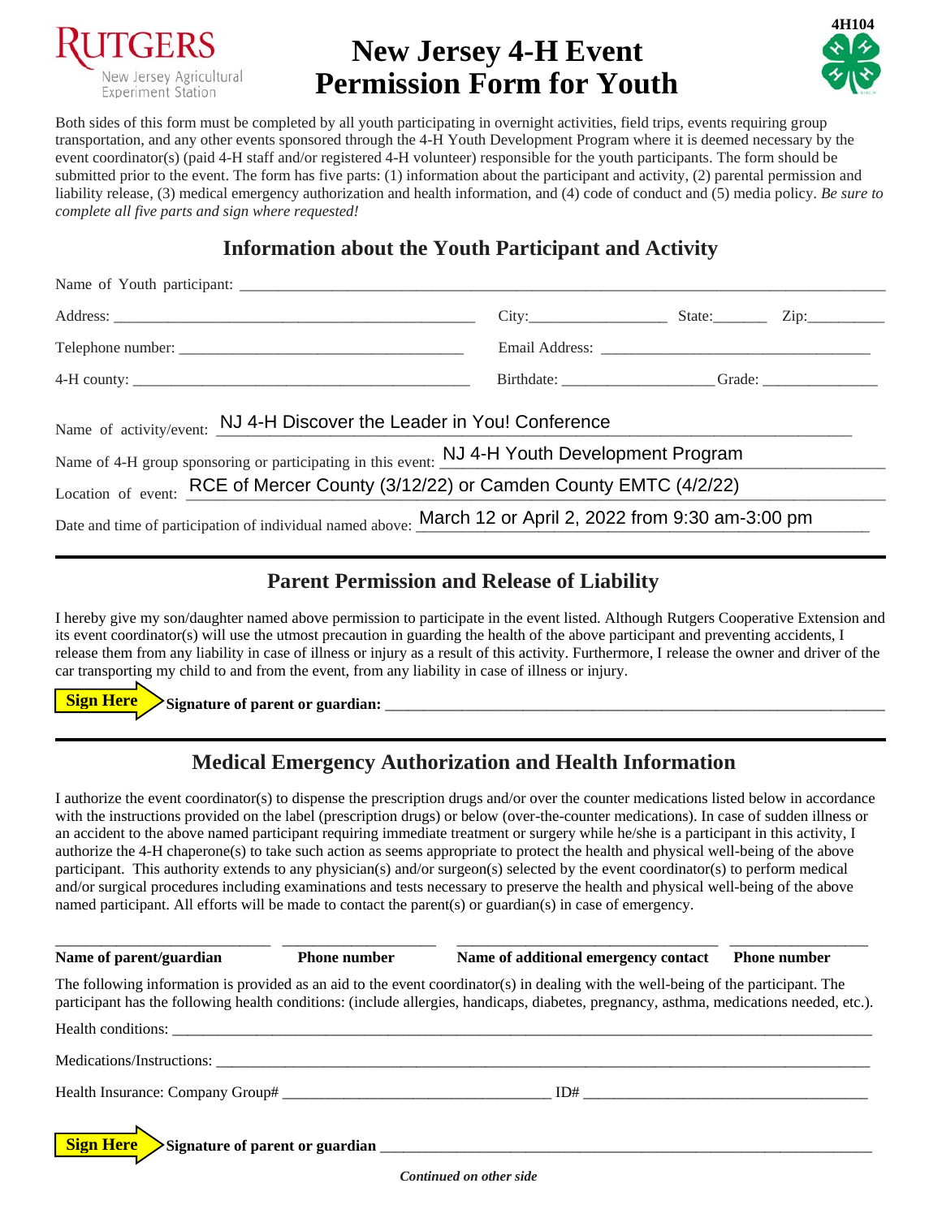RUTGERS
New Jersey Agricultural Experiment Station

# New Jersey 4-H Event Permission Form for Youth

4H104

Both sides of this form must be completed by all youth participating in overnight activities, field trips, events requiring group transportation, and any other events sponsored through the 4-H Youth Development Program where it is deemed necessary by the event coordinator(s) (paid 4-H staff and/or registered 4-H volunteer) responsible for the youth participants. The form should be submitted prior to the event. The form has five parts: (1) information about the participant and activity, (2) parental permission and liability release, (3) medical emergency authorization and health information, and (4) code of conduct and (5) media policy. *Be sure to complete all five parts and sign where requested!*

## Information about the Youth Participant and Activity

Name of Youth participant: ______________________________________________

Address: ______________________________ City: ______________ State: ________ Zip: __________

Telephone number: ______________________________ Email Address: ______________________________

4-H county: ______________________________ Birthdate: ______________ Grade: ______________

Name of activity/event: NJ 4-H Discover the Leader in You! Conference

Name of 4-H group sponsoring or participating in this event: NJ 4-H Youth Development Program

Location of event: RCE of Mercer County (3/12/22) or Camden County EMTC (4/2/22)

Date and time of participation of individual named above: March 12 or April 2, 2022 from 9:30 am-3:00 pm

## Parent Permission and Release of Liability

I hereby give my son/daughter named above permission to participate in the event listed. Although Rutgers Cooperative Extension and its event coordinator(s) will use the utmost precaution in guarding the health of the above participant and preventing accidents, I release them from any liability in case of illness or injury as a result of this activity. Furthermore, I release the owner and driver of the car transporting my child to and from the event, from any liability in case of illness or injury.

**Sign Here** **Signature of parent or guardian:** ______________________________________________

## Medical Emergency Authorization and Health Information

I authorize the event coordinator(s) to dispense the prescription drugs and/or over the counter medications listed below in accordance with the instructions provided on the label (prescription drugs) or below (over-the-counter medications). In case of sudden illness or an accident to the above named participant requiring immediate treatment or surgery while he/she is a participant in this activity, I authorize the 4-H chaperone(s) to take such action as seems appropriate to protect the health and physical well-being of the above participant. This authority extends to any physician(s) and/or surgeon(s) selected by the event coordinator(s) to perform medical and/or surgical procedures including examinations and tests necessary to preserve the health and physical well-being of the above named participant. All efforts will be made to contact the parent(s) or guardian(s) in case of emergency.

______________________ ______________ ______________________________ ______________
**Name of parent/guardian** **Phone number** **Name of additional emergency contact** **Phone number**

The following information is provided as an aid to the event coordinator(s) in dealing with the well-being of the participant. The participant has the following health conditions: (include allergies, handicaps, diabetes, pregnancy, asthma, medications needed, etc.).

Health conditions: ______________________________________________

Medications/Instructions: ______________________________________________

Health Insurance: Company Group# ______________________________ ID# ______________________________

**Sign Here** **Signature of parent or guardian** ______________________________________________

***Continued on other side***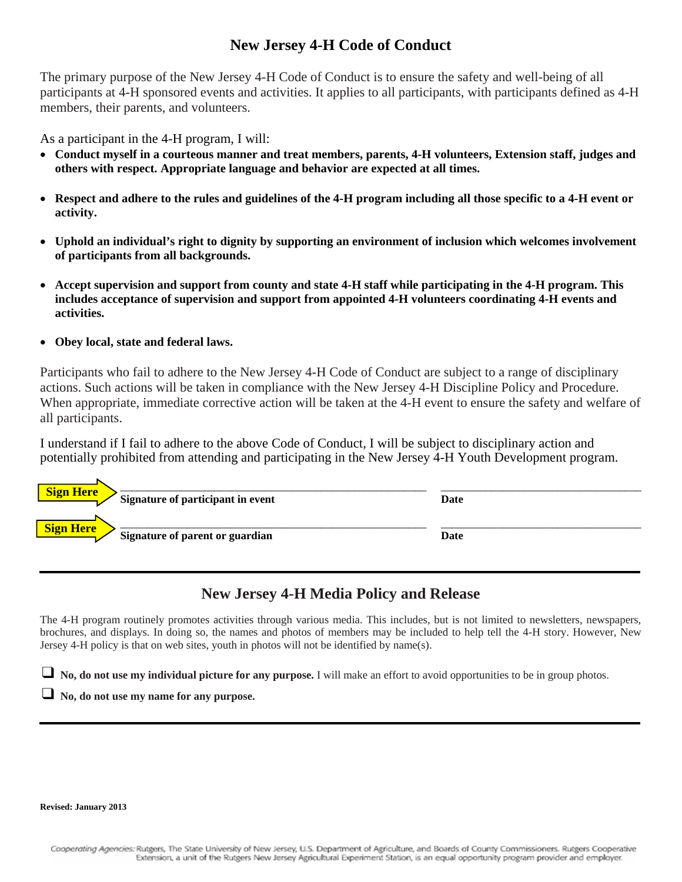# New Jersey 4-H Code of Conduct

The primary purpose of the New Jersey 4-H Code of Conduct is to ensure the safety and well-being of all participants at 4-H sponsored events and activities. It applies to all participants, with participants defined as 4-H members, their parents, and volunteers.

As a participant in the 4-H program, I will:

- **Conduct myself in a courteous manner and treat members, parents, 4-H volunteers, Extension staff, judges and others with respect. Appropriate language and behavior are expected at all times.**
- **Respect and adhere to the rules and guidelines of the 4-H program including all those specific to a 4-H event or activity.**
- **Uphold an individual's right to dignity by supporting an environment of inclusion which welcomes involvement of participants from all backgrounds.**
- **Accept supervision and support from county and state 4-H staff while participating in the 4-H program. This includes acceptance of supervision and support from appointed 4-H volunteers coordinating 4-H events and activities.**
- **Obey local, state and federal laws.**

Participants who fail to adhere to the New Jersey 4-H Code of Conduct are subject to a range of disciplinary actions. Such actions will be taken in compliance with the New Jersey 4-H Discipline Policy and Procedure. When appropriate, immediate corrective action will be taken at the 4-H event to ensure the safety and welfare of all participants.

I understand if I fail to adhere to the above Code of Conduct, I will be subject to disciplinary action and potentially prohibited from attending and participating in the New Jersey 4-H Youth Development program.

**Sign Here** ______________________________________________ ______________________________

**Signature of participant in event** **Date**

**Sign Here** ______________________________________________ ______________________________

**Signature of parent or guardian** **Date**

---

# New Jersey 4-H Media Policy and Release

The 4-H program routinely promotes activities through various media. This includes, but is not limited to newsletters, newspapers, brochures, and displays. In doing so, the names and photos of members may be included to help tell the 4-H story. However, New Jersey 4-H policy is that on web sites, youth in photos will not be identified by name(s).

- ☐ **No, do not use my individual picture for any purpose.** I will make an effort to avoid opportunities to be in group photos.
- ☐ **No, do not use my name for any purpose.**

---

**Revised: January 2013**

*Cooperating Agencies:* Rutgers, The State University of New Jersey, U.S. Department of Agriculture, and Boards of County Commissioners. Rutgers Cooperative Extension, a unit of the Rutgers New Jersey Agricultural Experiment Station, is an equal opportunity program provider and employer.